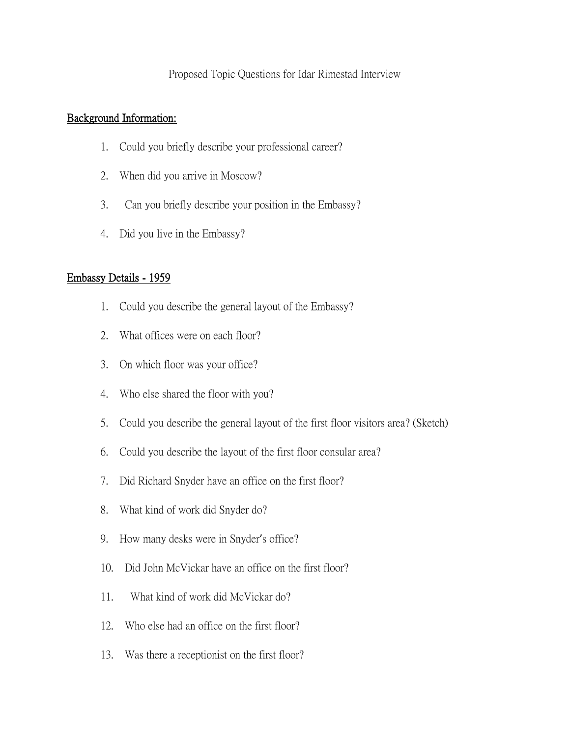Proposed Topic Questions for Idar Rimestad Interview

## Background Information:

1. Could you briefly describe your professional career?
2. When did you arrive in Moscow?
3. Can you briefly describe your position in the Embassy?
4. Did you live in the Embassy?

## Embassy Details - 1959

1. Could you describe the general layout of the Embassy?
2. What offices were on each floor?
3. On which floor was your office?
4. Who else shared the floor with you?
5. Could you describe the general layout of the first floor visitors area? (Sketch)
6. Could you describe the layout of the first floor consular area?
7. Did Richard Snyder have an office on the first floor?
8. What kind of work did Snyder do?
9. How many desks were in Snyder's office?
10. Did John McVickar have an office on the first floor?
11. What kind of work did McVickar do?
12. Who else had an office on the first floor?
13. Was there a receptionist on the first floor?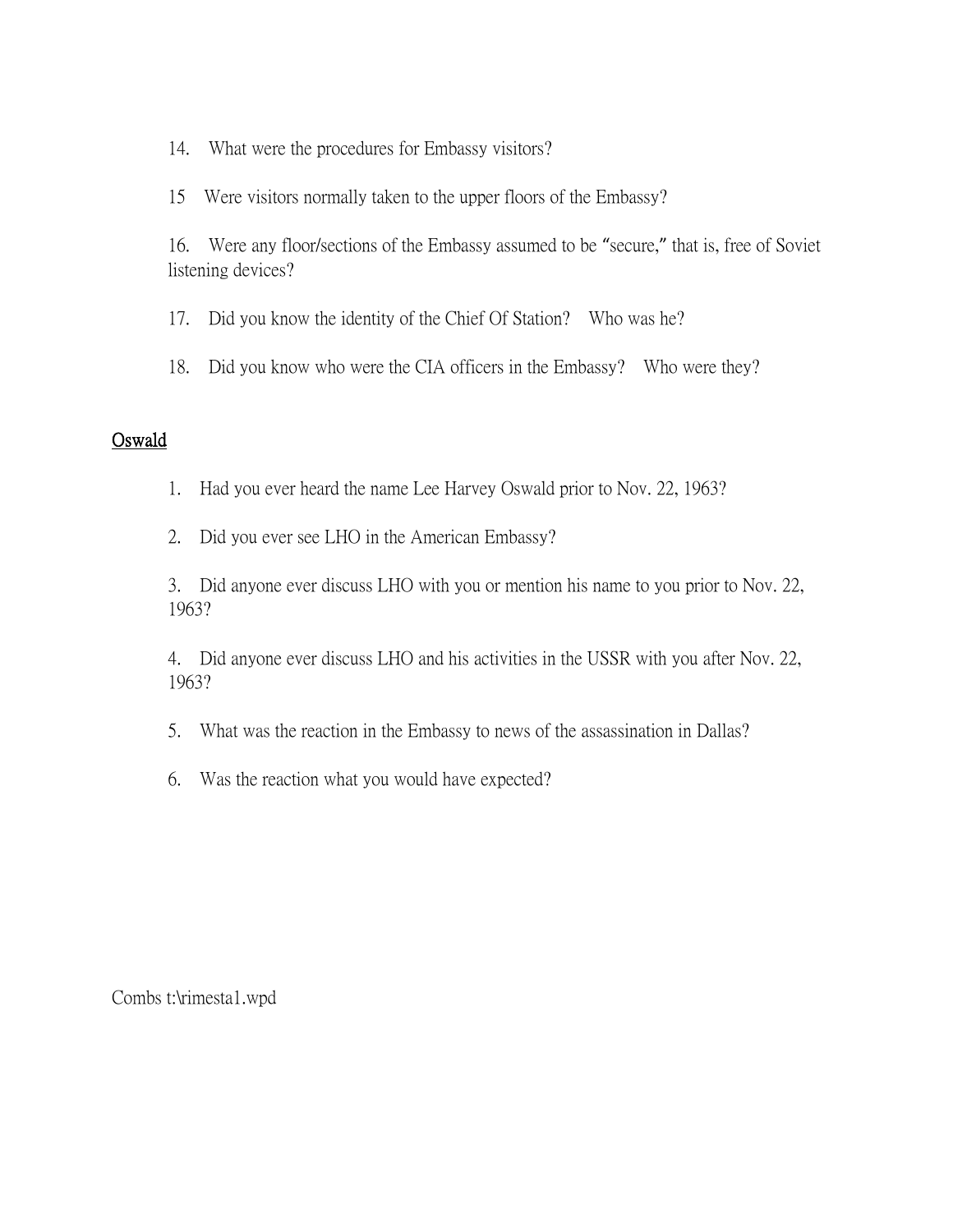14. What were the procedures for Embassy visitors?

15 Were visitors normally taken to the upper floors of the Embassy?

16. Were any floor/sections of the Embassy assumed to be "secure," that is, free of Soviet listening devices?

17. Did you know the identity of the Chief Of Station? Who was he?

18. Did you know who were the CIA officers in the Embassy? Who were they?

## Oswald

1. Had you ever heard the name Lee Harvey Oswald prior to Nov. 22, 1963?

2. Did you ever see LHO in the American Embassy?

3. Did anyone ever discuss LHO with you or mention his name to you prior to Nov. 22, 1963?

4. Did anyone ever discuss LHO and his activities in the USSR with you after Nov. 22, 1963?

5. What was the reaction in the Embassy to news of the assassination in Dallas?

6. Was the reaction what you would have expected?

Combs t:\rimesta1.wpd